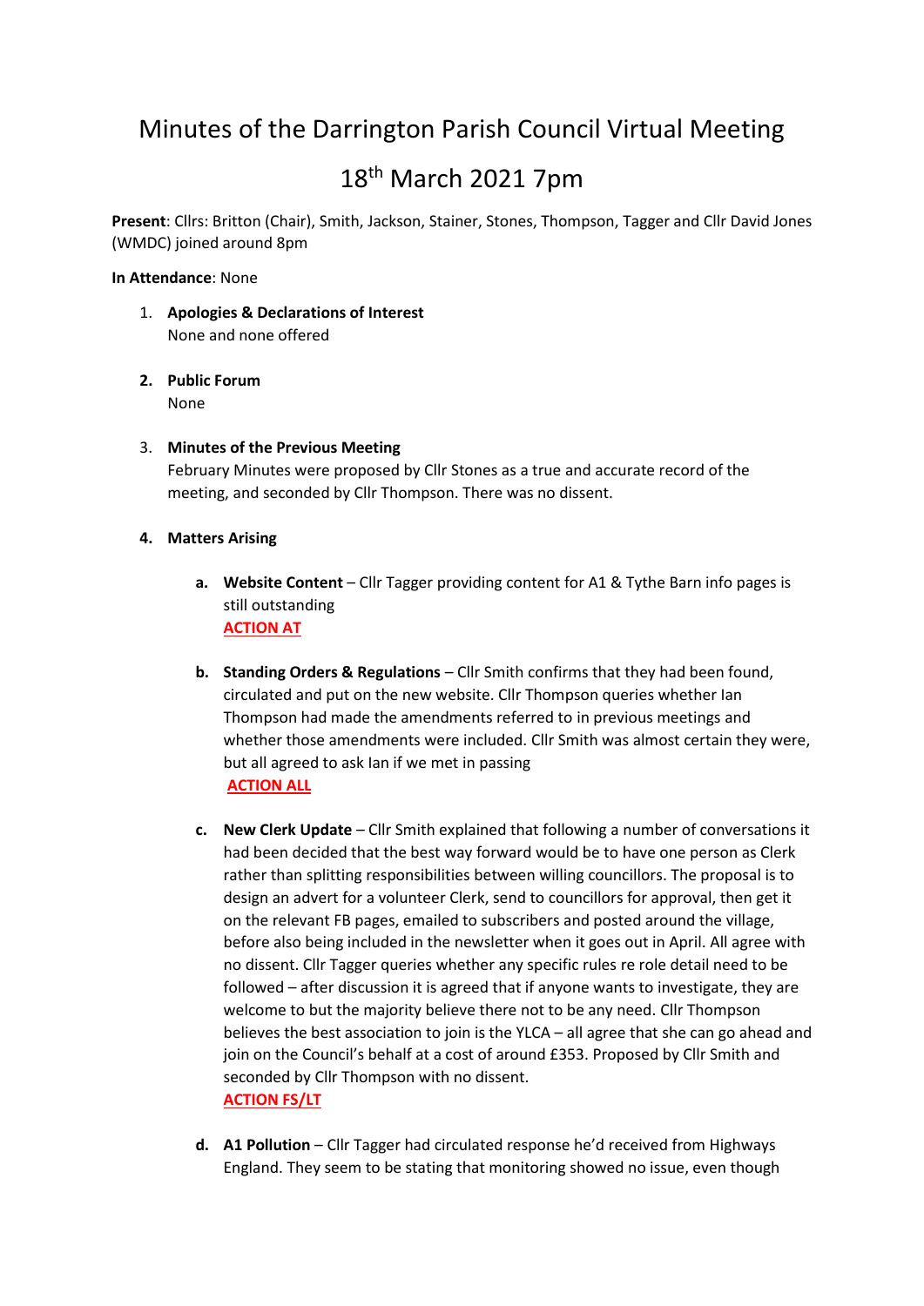# Minutes of the Darrington Parish Council Virtual Meeting

## 18th March 2021 7pm

**Present**: Cllrs: Britton (Chair), Smith, Jackson, Stainer, Stones, Thompson, Tagger and Cllr David Jones (WMDC) joined around 8pm

**In Attendance**: None

1. **Apologies & Declarations of Interest**
   None and none offered

2. **Public Forum**
   None

3. **Minutes of the Previous Meeting**
   February Minutes were proposed by Cllr Stones as a true and accurate record of the meeting, and seconded by Cllr Thompson. There was no dissent.

4. **Matters Arising**

   a. **Website Content** – Cllr Tagger providing content for A1 & Tythe Barn info pages is still outstanding
      **ACTION AT**

   b. **Standing Orders & Regulations** – Cllr Smith confirms that they had been found, circulated and put on the new website. Cllr Thompson queries whether Ian Thompson had made the amendments referred to in previous meetings and whether those amendments were included. Cllr Smith was almost certain they were, but all agreed to ask Ian if we met in passing
      **ACTION ALL**

   c. **New Clerk Update** – Cllr Smith explained that following a number of conversations it had been decided that the best way forward would be to have one person as Clerk rather than splitting responsibilities between willing councillors. The proposal is to design an advert for a volunteer Clerk, send to councillors for approval, then get it on the relevant FB pages, emailed to subscribers and posted around the village, before also being included in the newsletter when it goes out in April. All agree with no dissent. Cllr Tagger queries whether any specific rules re role detail need to be followed – after discussion it is agreed that if anyone wants to investigate, they are welcome to but the majority believe there not to be any need. Cllr Thompson believes the best association to join is the YLCA – all agree that she can go ahead and join on the Council's behalf at a cost of around £353. Proposed by Cllr Smith and seconded by Cllr Thompson with no dissent.
      **ACTION FS/LT**

   d. **A1 Pollution** – Cllr Tagger had circulated response he'd received from Highways England. They seem to be stating that monitoring showed no issue, even though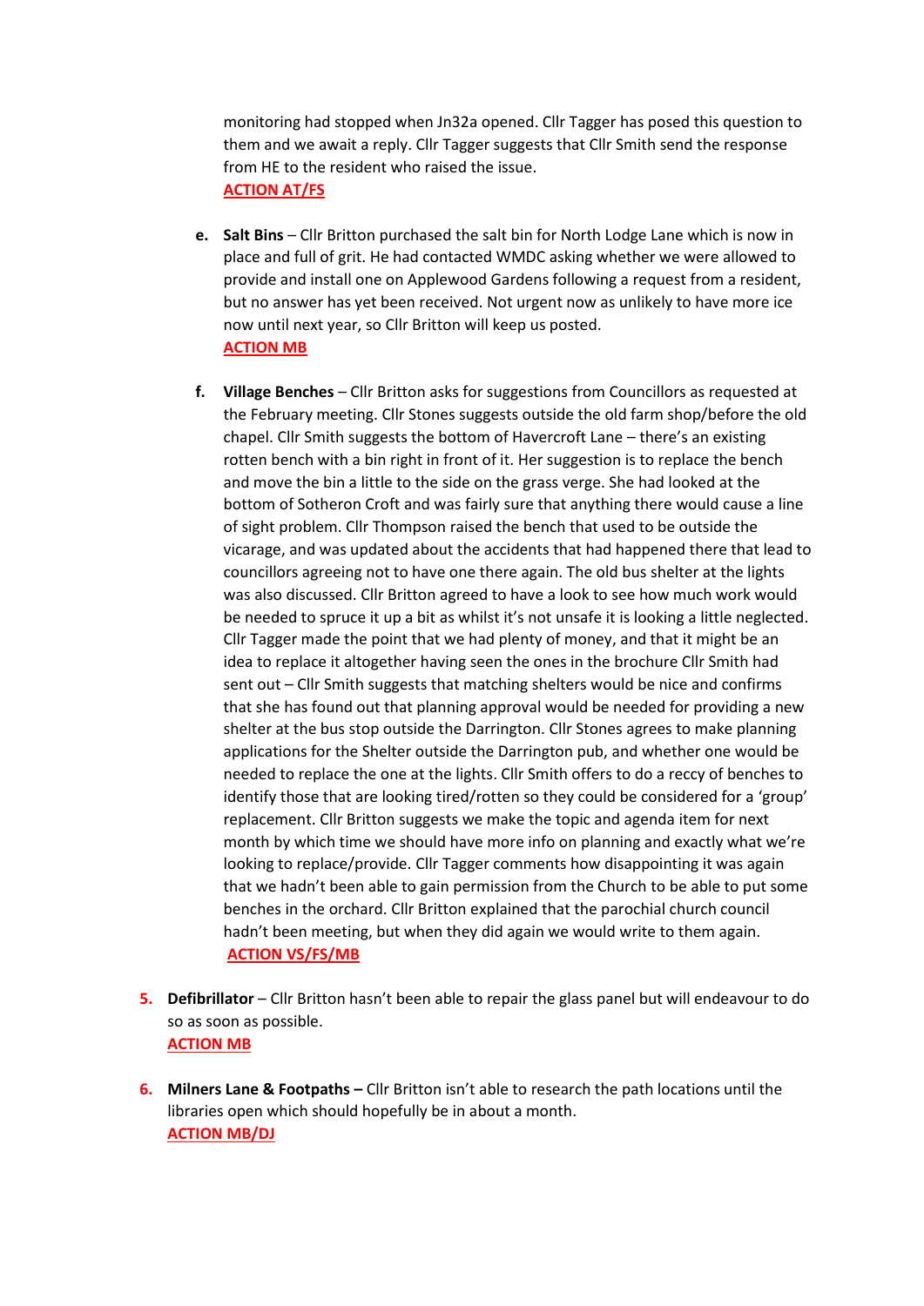monitoring had stopped when Jn32a opened. Cllr Tagger has posed this question to them and we await a reply. Cllr Tagger suggests that Cllr Smith send the response from HE to the resident who raised the issue.
**ACTION AT/FS**

e. **Salt Bins** – Cllr Britton purchased the salt bin for North Lodge Lane which is now in place and full of grit. He had contacted WMDC asking whether we were allowed to provide and install one on Applewood Gardens following a request from a resident, but no answer has yet been received. Not urgent now as unlikely to have more ice now until next year, so Cllr Britton will keep us posted.
**ACTION MB**

f. **Village Benches** – Cllr Britton asks for suggestions from Councillors as requested at the February meeting. Cllr Stones suggests outside the old farm shop/before the old chapel. Cllr Smith suggests the bottom of Havercroft Lane – there's an existing rotten bench with a bin right in front of it. Her suggestion is to replace the bench and move the bin a little to the side on the grass verge. She had looked at the bottom of Sotheron Croft and was fairly sure that anything there would cause a line of sight problem. Cllr Thompson raised the bench that used to be outside the vicarage, and was updated about the accidents that had happened there that lead to councillors agreeing not to have one there again. The old bus shelter at the lights was also discussed. Cllr Britton agreed to have a look to see how much work would be needed to spruce it up a bit as whilst it's not unsafe it is looking a little neglected. Cllr Tagger made the point that we had plenty of money, and that it might be an idea to replace it altogether having seen the ones in the brochure Cllr Smith had sent out – Cllr Smith suggests that matching shelters would be nice and confirms that she has found out that planning approval would be needed for providing a new shelter at the bus stop outside the Darrington. Cllr Stones agrees to make planning applications for the Shelter outside the Darrington pub, and whether one would be needed to replace the one at the lights. Cllr Smith offers to do a reccy of benches to identify those that are looking tired/rotten so they could be considered for a 'group' replacement. Cllr Britton suggests we make the topic and agenda item for next month by which time we should have more info on planning and exactly what we're looking to replace/provide. Cllr Tagger comments how disappointing it was again that we hadn't been able to gain permission from the Church to be able to put some benches in the orchard. Cllr Britton explained that the parochial church council hadn't been meeting, but when they did again we would write to them again.
**ACTION VS/FS/MB**

5. **Defibrillator** – Cllr Britton hasn't been able to repair the glass panel but will endeavour to do so as soon as possible.
**ACTION MB**

6. **Milners Lane & Footpaths –** Cllr Britton isn't able to research the path locations until the libraries open which should hopefully be in about a month.
**ACTION MB/DJ**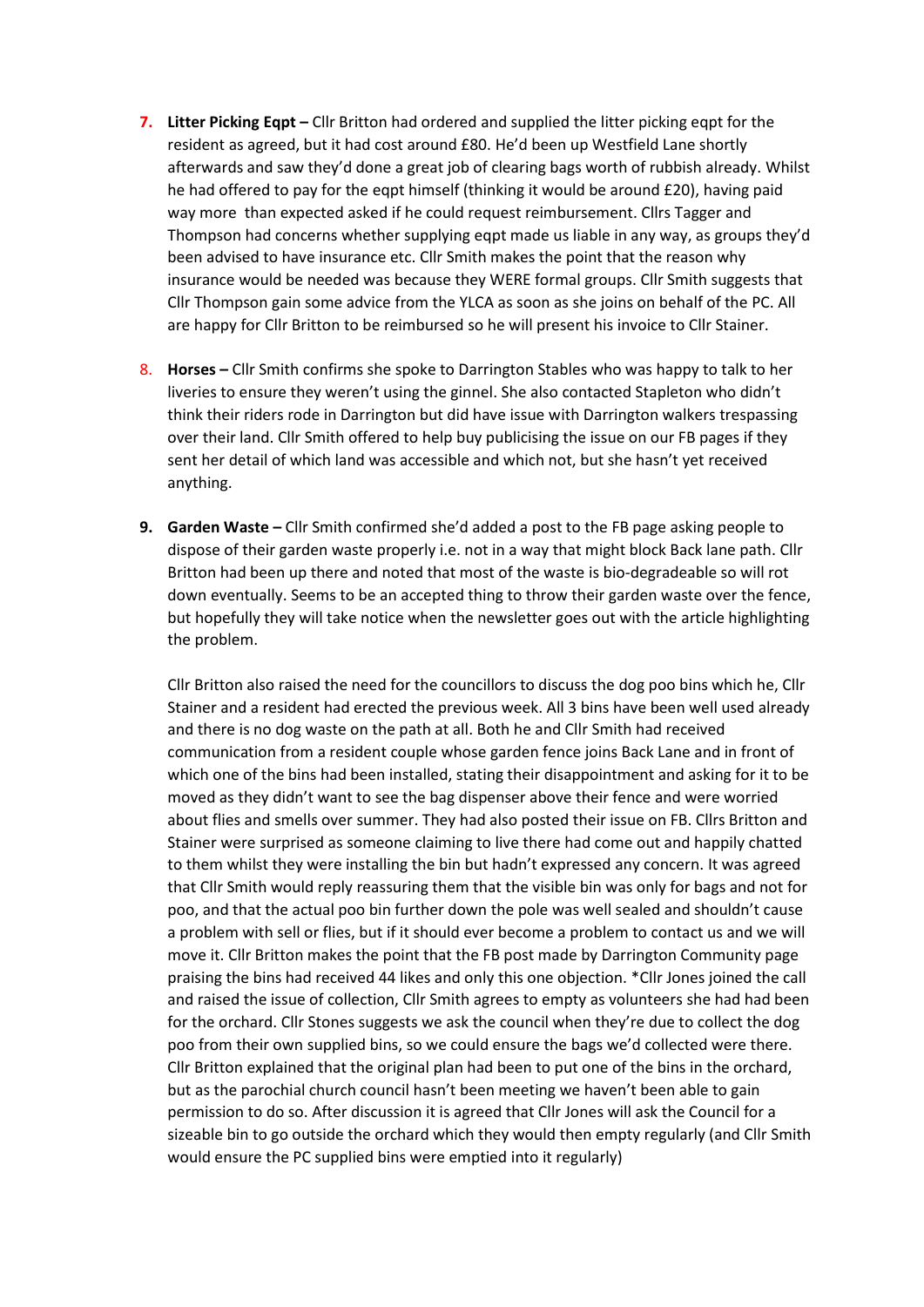7. **Litter Picking Eqpt –** Cllr Britton had ordered and supplied the litter picking eqpt for the resident as agreed, but it had cost around £80. He'd been up Westfield Lane shortly afterwards and saw they'd done a great job of clearing bags worth of rubbish already. Whilst he had offered to pay for the eqpt himself (thinking it would be around £20), having paid way more than expected asked if he could request reimbursement. Cllrs Tagger and Thompson had concerns whether supplying eqpt made us liable in any way, as groups they'd been advised to have insurance etc. Cllr Smith makes the point that the reason why insurance would be needed was because they WERE formal groups. Cllr Smith suggests that Cllr Thompson gain some advice from the YLCA as soon as she joins on behalf of the PC. All are happy for Cllr Britton to be reimbursed so he will present his invoice to Cllr Stainer.

8. **Horses –** Cllr Smith confirms she spoke to Darrington Stables who was happy to talk to her liveries to ensure they weren't using the ginnel. She also contacted Stapleton who didn't think their riders rode in Darrington but did have issue with Darrington walkers trespassing over their land. Cllr Smith offered to help buy publicising the issue on our FB pages if they sent her detail of which land was accessible and which not, but she hasn't yet received anything.

9. **Garden Waste –** Cllr Smith confirmed she'd added a post to the FB page asking people to dispose of their garden waste properly i.e. not in a way that might block Back lane path. Cllr Britton had been up there and noted that most of the waste is bio-degradeable so will rot down eventually. Seems to be an accepted thing to throw their garden waste over the fence, but hopefully they will take notice when the newsletter goes out with the article highlighting the problem.

   Cllr Britton also raised the need for the councillors to discuss the dog poo bins which he, Cllr Stainer and a resident had erected the previous week. All 3 bins have been well used already and there is no dog waste on the path at all. Both he and Cllr Smith had received communication from a resident couple whose garden fence joins Back Lane and in front of which one of the bins had been installed, stating their disappointment and asking for it to be moved as they didn't want to see the bag dispenser above their fence and were worried about flies and smells over summer. They had also posted their issue on FB. Cllrs Britton and Stainer were surprised as someone claiming to live there had come out and happily chatted to them whilst they were installing the bin but hadn't expressed any concern. It was agreed that Cllr Smith would reply reassuring them that the visible bin was only for bags and not for poo, and that the actual poo bin further down the pole was well sealed and shouldn't cause a problem with sell or flies, but if it should ever become a problem to contact us and we will move it. Cllr Britton makes the point that the FB post made by Darrington Community page praising the bins had received 44 likes and only this one objection. *Cllr Jones joined the call and raised the issue of collection, Cllr Smith agrees to empty as volunteers she had had been for the orchard. Cllr Stones suggests we ask the council when they're due to collect the dog poo from their own supplied bins, so we could ensure the bags we'd collected were there. Cllr Britton explained that the original plan had been to put one of the bins in the orchard, but as the parochial church council hasn't been meeting we haven't been able to gain permission to do so. After discussion it is agreed that Cllr Jones will ask the Council for a sizeable bin to go outside the orchard which they would then empty regularly (and Cllr Smith would ensure the PC supplied bins were emptied into it regularly)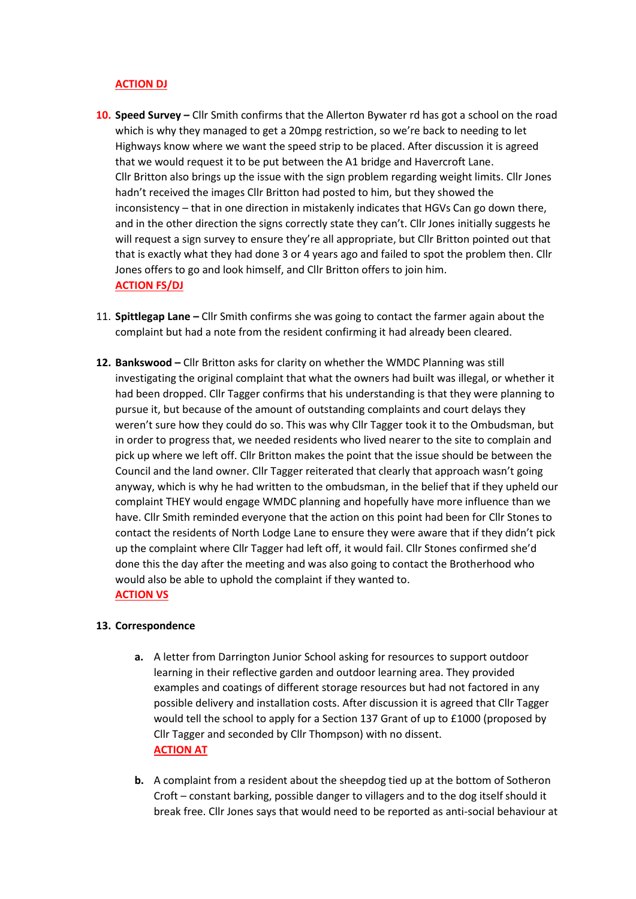**ACTION DJ**

10. **Speed Survey –** Cllr Smith confirms that the Allerton Bywater rd has got a school on the road which is why they managed to get a 20mpg restriction, so we're back to needing to let Highways know where we want the speed strip to be placed. After discussion it is agreed that we would request it to be put between the A1 bridge and Havercroft Lane.
    Cllr Britton also brings up the issue with the sign problem regarding weight limits. Cllr Jones hadn't received the images Cllr Britton had posted to him, but they showed the inconsistency – that in one direction in mistakenly indicates that HGVs Can go down there, and in the other direction the signs correctly state they can't. Cllr Jones initially suggests he will request a sign survey to ensure they're all appropriate, but Cllr Britton pointed out that that is exactly what they had done 3 or 4 years ago and failed to spot the problem then. Cllr Jones offers to go and look himself, and Cllr Britton offers to join him.
    **ACTION FS/DJ**

11. **Spittlegap Lane –** Cllr Smith confirms she was going to contact the farmer again about the complaint but had a note from the resident confirming it had already been cleared.

12. **Bankswood –** Cllr Britton asks for clarity on whether the WMDC Planning was still investigating the original complaint that what the owners had built was illegal, or whether it had been dropped. Cllr Tagger confirms that his understanding is that they were planning to pursue it, but because of the amount of outstanding complaints and court delays they weren't sure how they could do so. This was why Cllr Tagger took it to the Ombudsman, but in order to progress that, we needed residents who lived nearer to the site to complain and pick up where we left off. Cllr Britton makes the point that the issue should be between the Council and the land owner. Cllr Tagger reiterated that clearly that approach wasn't going anyway, which is why he had written to the ombudsman, in the belief that if they upheld our complaint THEY would engage WMDC planning and hopefully have more influence than we have. Cllr Smith reminded everyone that the action on this point had been for Cllr Stones to contact the residents of North Lodge Lane to ensure they were aware that if they didn't pick up the complaint where Cllr Tagger had left off, it would fail. Cllr Stones confirmed she'd done this the day after the meeting and was also going to contact the Brotherhood who would also be able to uphold the complaint if they wanted to.
    **ACTION VS**

13. **Correspondence**

    a. A letter from Darrington Junior School asking for resources to support outdoor learning in their reflective garden and outdoor learning area. They provided examples and coatings of different storage resources but had not factored in any possible delivery and installation costs. After discussion it is agreed that Cllr Tagger would tell the school to apply for a Section 137 Grant of up to £1000 (proposed by Cllr Tagger and seconded by Cllr Thompson) with no dissent.
       **ACTION AT**

    b. A complaint from a resident about the sheepdog tied up at the bottom of Sotheron Croft – constant barking, possible danger to villagers and to the dog itself should it break free. Cllr Jones says that would need to be reported as anti-social behaviour at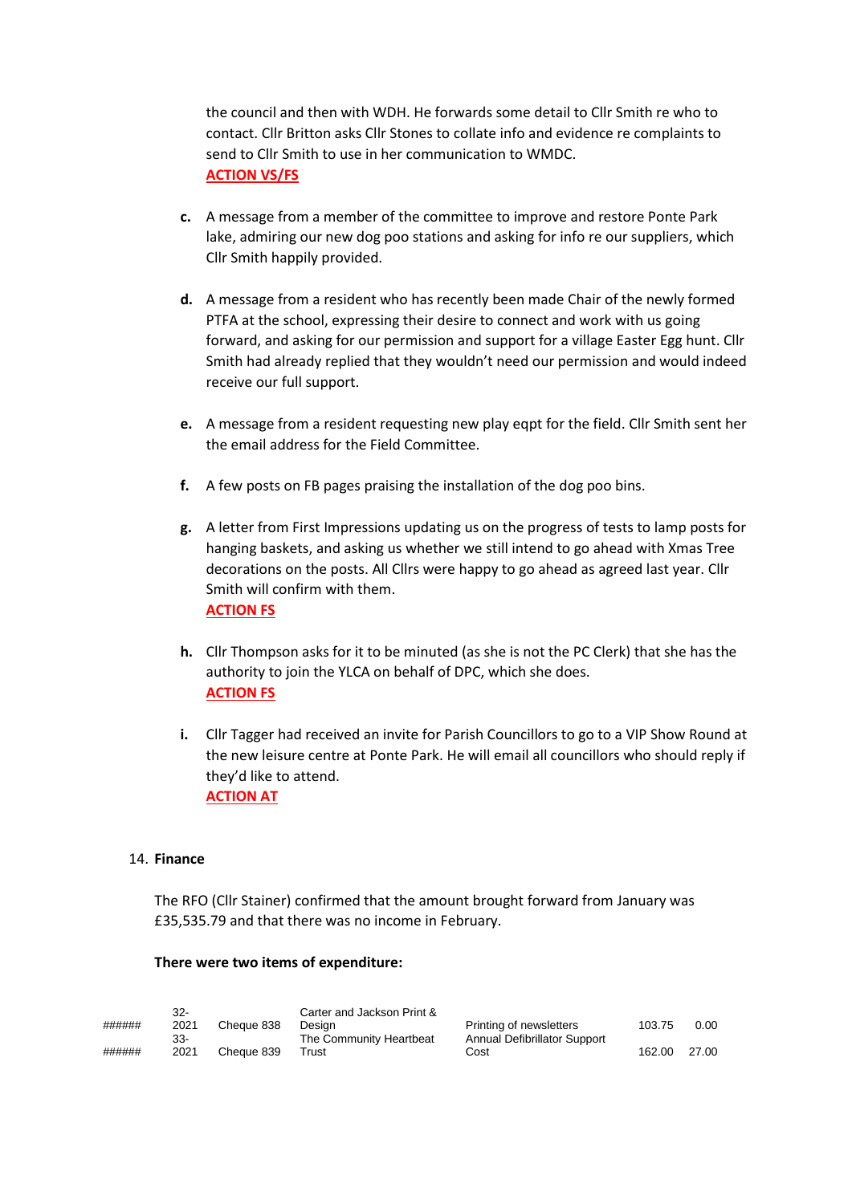the council and then with WDH. He forwards some detail to Cllr Smith re who to contact. Cllr Britton asks Cllr Stones to collate info and evidence re complaints to send to Cllr Smith to use in her communication to WMDC.
**ACTION VS/FS**

c. A message from a member of the committee to improve and restore Ponte Park lake, admiring our new dog poo stations and asking for info re our suppliers, which Cllr Smith happily provided.

d. A message from a resident who has recently been made Chair of the newly formed PTFA at the school, expressing their desire to connect and work with us going forward, and asking for our permission and support for a village Easter Egg hunt. Cllr Smith had already replied that they wouldn't need our permission and would indeed receive our full support.

e. A message from a resident requesting new play eqpt for the field. Cllr Smith sent her the email address for the Field Committee.

f. A few posts on FB pages praising the installation of the dog poo bins.

g. A letter from First Impressions updating us on the progress of tests to lamp posts for hanging baskets, and asking us whether we still intend to go ahead with Xmas Tree decorations on the posts. All Cllrs were happy to go ahead as agreed last year. Cllr Smith will confirm with them.
**ACTION FS**

h. Cllr Thompson asks for it to be minuted (as she is not the PC Clerk) that she has the authority to join the YLCA on behalf of DPC, which she does.
**ACTION FS**

i. Cllr Tagger had received an invite for Parish Councillors to go to a VIP Show Round at the new leisure centre at Ponte Park. He will email all councillors who should reply if they'd like to attend.
**ACTION AT**

14. **Finance**

The RFO (Cllr Stainer) confirmed that the amount brought forward from January was £35,535.79 and that there was no income in February.

**There were two items of expenditure:**

| | | | | | | |
|---|---|---|---|---|---|---|
| ###### | 32-2021 | Cheque 838 | Carter and Jackson Print & Design | Printing of newsletters | 103.75 | 0.00 |
| ###### | 33-2021 | Cheque 839 | The Community Heartbeat Trust | Annual Defibrillator Support Cost | 162.00 | 27.00 |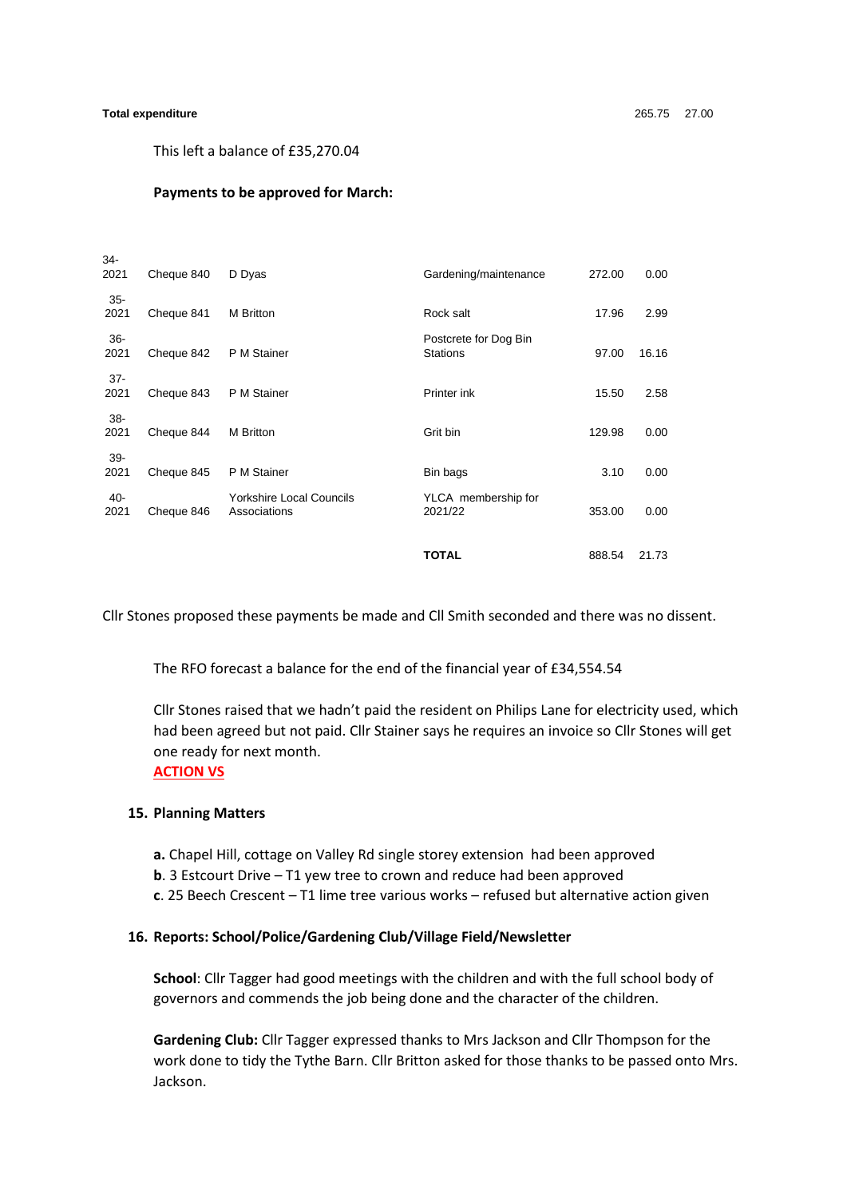| **Total expenditure** | | | | 265.75 | 27.00 |
|---|---|---|---|---|---|

This left a balance of £35,270.04

**Payments to be approved for March:**

| | | | | | |
|---|---|---|---|---|---|
| 34-2021 | Cheque 840 | D Dyas | Gardening/maintenance | 272.00 | 0.00 |
| 35-2021 | Cheque 841 | M Britton | Rock salt | 17.96 | 2.99 |
| 36-2021 | Cheque 842 | P M Stainer | Postcrete for Dog Bin Stations | 97.00 | 16.16 |
| 37-2021 | Cheque 843 | P M Stainer | Printer ink | 15.50 | 2.58 |
| 38-2021 | Cheque 844 | M Britton | Grit bin | 129.98 | 0.00 |
| 39-2021 | Cheque 845 | P M Stainer | Bin bags | 3.10 | 0.00 |
| 40-2021 | Cheque 846 | Yorkshire Local Councils Associations | YLCA membership for 2021/22 | 353.00 | 0.00 |
| | | | **TOTAL** | 888.54 | 21.73 |

Cllr Stones proposed these payments be made and Cll Smith seconded and there was no dissent.

The RFO forecast a balance for the end of the financial year of £34,554.54

Cllr Stones raised that we hadn't paid the resident on Philips Lane for electricity used, which had been agreed but not paid. Cllr Stainer says he requires an invoice so Cllr Stones will get one ready for next month.
**ACTION VS**

### 15. Planning Matters

**a.** Chapel Hill, cottage on Valley Rd single storey extension had been approved
**b**. 3 Estcourt Drive – T1 yew tree to crown and reduce had been approved
**c**. 25 Beech Crescent – T1 lime tree various works – refused but alternative action given

### 16. Reports: School/Police/Gardening Club/Village Field/Newsletter

**School**: Cllr Tagger had good meetings with the children and with the full school body of governors and commends the job being done and the character of the children.

**Gardening Club:** Cllr Tagger expressed thanks to Mrs Jackson and Cllr Thompson for the work done to tidy the Tythe Barn. Cllr Britton asked for those thanks to be passed onto Mrs. Jackson.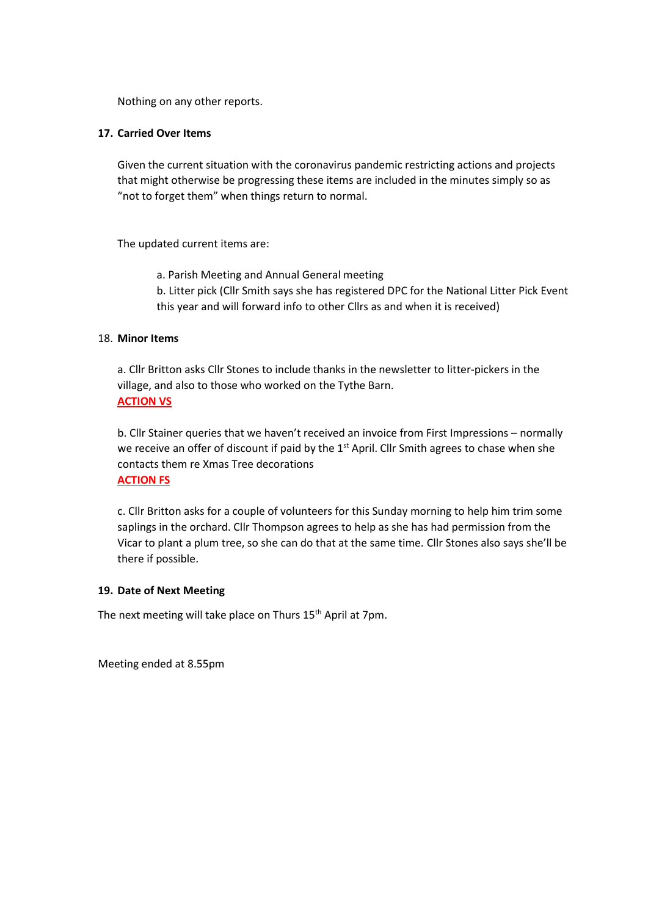Nothing on any other reports.

**17. Carried Over Items**

Given the current situation with the coronavirus pandemic restricting actions and projects that might otherwise be progressing these items are included in the minutes simply so as "not to forget them" when things return to normal.

The updated current items are:

a. Parish Meeting and Annual General meeting
b. Litter pick (Cllr Smith says she has registered DPC for the National Litter Pick Event this year and will forward info to other Cllrs as and when it is received)

18. **Minor Items**

a. Cllr Britton asks Cllr Stones to include thanks in the newsletter to litter-pickers in the village, and also to those who worked on the Tythe Barn.
**ACTION VS**

b. Cllr Stainer queries that we haven't received an invoice from First Impressions – normally we receive an offer of discount if paid by the 1st April. Cllr Smith agrees to chase when she contacts them re Xmas Tree decorations
**ACTION FS**

c. Cllr Britton asks for a couple of volunteers for this Sunday morning to help him trim some saplings in the orchard. Cllr Thompson agrees to help as she has had permission from the Vicar to plant a plum tree, so she can do that at the same time. Cllr Stones also says she'll be there if possible.

**19. Date of Next Meeting**

The next meeting will take place on Thurs 15th April at 7pm.

Meeting ended at 8.55pm